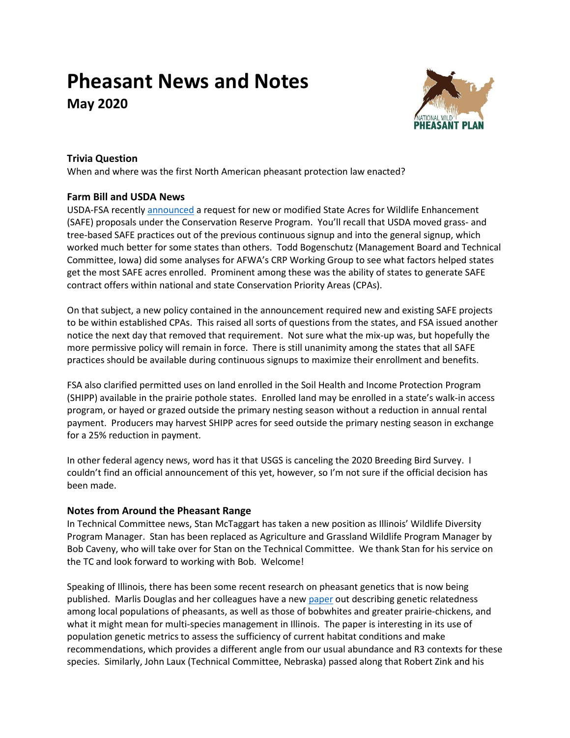# Pheasant News and Notes

## May 2020

### Trivia Question

When and where was the first North American pheasant protection law enacted?

### Farm Bill and USDA News

USDA-FSA recently announced a request for new or modified State Acres for Wildlife Enhancement (SAFE) proposals under the Conservation Reserve Program. You'll recall that USDA moved grass- and tree-based SAFE practices out of the previous continuous signup and into the general signup, which worked much better for some states than others. Todd Bogenschutz (Management Board and Technical Committee, Iowa) did some analyses for AFWA's CRP Working Group to see what factors helped states get the most SAFE acres enrolled. Prominent among these was the ability of states to generate SAFE contract offers within national and state Conservation Priority Areas (CPAs).

On that subject, a new policy contained in the announcement required new and existing SAFE projects to be within established CPAs. This raised all sorts of questions from the states, and FSA issued another notice the next day that removed that requirement. Not sure what the mix-up was, but hopefully the more permissive policy will remain in force. There is still unanimity among the states that all SAFE practices should be available during continuous signups to maximize their enrollment and benefits.

FSA also clarified permitted uses on land enrolled in the Soil Health and Income Protection Program (SHIPP) available in the prairie pothole states. Enrolled land may be enrolled in a state's walk-in access program, or hayed or grazed outside the primary nesting season without a reduction in annual rental payment. Producers may harvest SHIPP acres for seed outside the primary nesting season in exchange for a 25% reduction in payment.

In other federal agency news, word has it that USGS is canceling the 2020 Breeding Bird Survey. I couldn't find an official announcement of this yet, however, so I'm not sure if the official decision has been made.

### Notes from Around the Pheasant Range

In Technical Committee news, Stan McTaggart has taken a new position as Illinois' Wildlife Diversity Program Manager. Stan has been replaced as Agriculture and Grassland Wildlife Program Manager by Bob Caveny, who will take over for Stan on the Technical Committee. We thank Stan for his service on the TC and look forward to working with Bob. Welcome!

Speaking of Illinois, there has been some recent research on pheasant genetics that is now being published. Marlis Douglas and her colleagues have a new paper out describing genetic relatedness among local populations of pheasants, as well as those of bobwhites and greater prairie-chickens, and what it might mean for multi-species management in Illinois. The paper is interesting in its use of population genetic metrics to assess the sufficiency of current habitat conditions and make recommendations, which provides a different angle from our usual abundance and R3 contexts for these species. Similarly, John Laux (Technical Committee, Nebraska) passed along that Robert Zink and his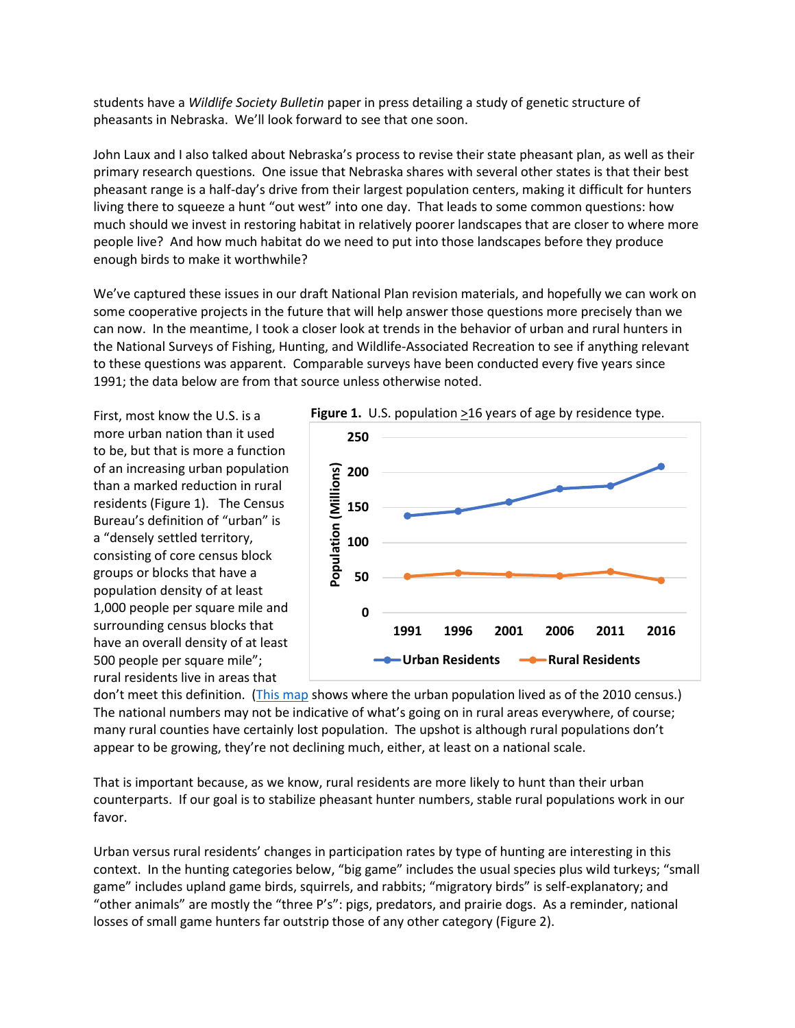students have a *Wildlife Society Bulletin* paper in press detailing a study of genetic structure of pheasants in Nebraska. We'll look forward to see that one soon.

John Laux and I also talked about Nebraska's process to revise their state pheasant plan, as well as their primary research questions. One issue that Nebraska shares with several other states is that their best pheasant range is a half-day's drive from their largest population centers, making it difficult for hunters living there to squeeze a hunt "out west" into one day. That leads to some common questions: how much should we invest in restoring habitat in relatively poorer landscapes that are closer to where more people live? And how much habitat do we need to put into those landscapes before they produce enough birds to make it worthwhile?

We've captured these issues in our draft National Plan revision materials, and hopefully we can work on some cooperative projects in the future that will help answer those questions more precisely than we can now. In the meantime, I took a closer look at trends in the behavior of urban and rural hunters in the National Surveys of Fishing, Hunting, and Wildlife-Associated Recreation to see if anything relevant to these questions was apparent. Comparable surveys have been conducted every five years since 1991; the data below are from that source unless otherwise noted.

**Figure 1.** U.S. population >16 years of age by residence type.

First, most know the U.S. is a more urban nation than it used to be, but that is more a function of an increasing urban population than a marked reduction in rural residents (Figure 1). The Census Bureau's definition of "urban" is a "densely settled territory, consisting of core census block groups or blocks that have a population density of at least 1,000 people per square mile and surrounding census blocks that have an overall density of at least 500 people per square mile"; rural residents live in areas that don't meet this definition. (This map shows where the urban population lived as of the 2010 census.) The national numbers may not be indicative of what's going on in rural areas everywhere, of course; many rural counties have certainly lost population. The upshot is although rural populations don't appear to be growing, they're not declining much, either, at least on a national scale.

That is important because, as we know, rural residents are more likely to hunt than their urban counterparts. If our goal is to stabilize pheasant hunter numbers, stable rural populations work in our favor.

Urban versus rural residents' changes in participation rates by type of hunting are interesting in this context. In the hunting categories below, "big game" includes the usual species plus wild turkeys; "small game" includes upland game birds, squirrels, and rabbits; "migratory birds" is self-explanatory; and "other animals" are mostly the "three P's": pigs, predators, and prairie dogs. As a reminder, national losses of small game hunters far outstrip those of any other category (Figure 2).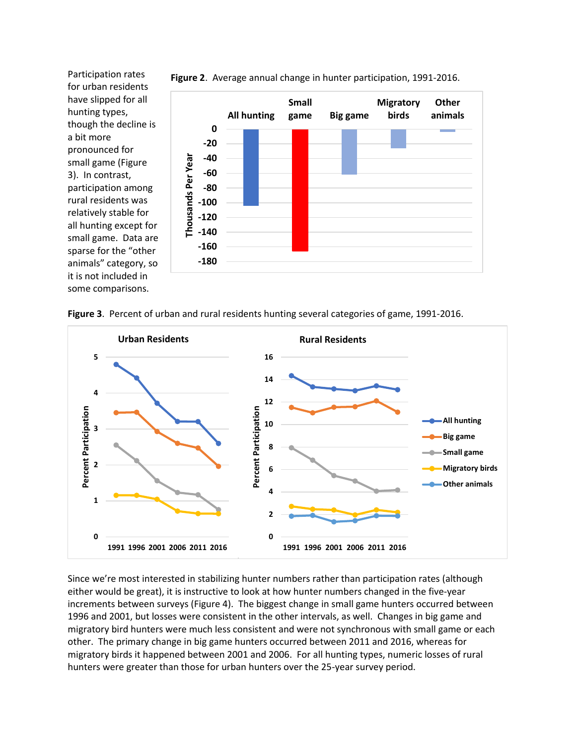Participation rates for urban residents have slipped for all hunting types, though the decline is a bit more pronounced for small game (Figure 3). In contrast, participation among rural residents was relatively stable for all hunting except for small game. Data are sparse for the "other animals" category, so it is not included in some comparisons.

**Figure 2**. Average annual change in hunter participation, 1991-2016.

**Figure 3**. Percent of urban and rural residents hunting several categories of game, 1991-2016.

Since we're most interested in stabilizing hunter numbers rather than participation rates (although either would be great), it is instructive to look at how hunter numbers changed in the five-year increments between surveys (Figure 4). The biggest change in small game hunters occurred between 1996 and 2001, but losses were consistent in the other intervals, as well. Changes in big game and migratory bird hunters were much less consistent and were not synchronous with small game or each other. The primary change in big game hunters occurred between 2011 and 2016, whereas for migratory birds it happened between 2001 and 2006. For all hunting types, numeric losses of rural hunters were greater than those for urban hunters over the 25-year survey period.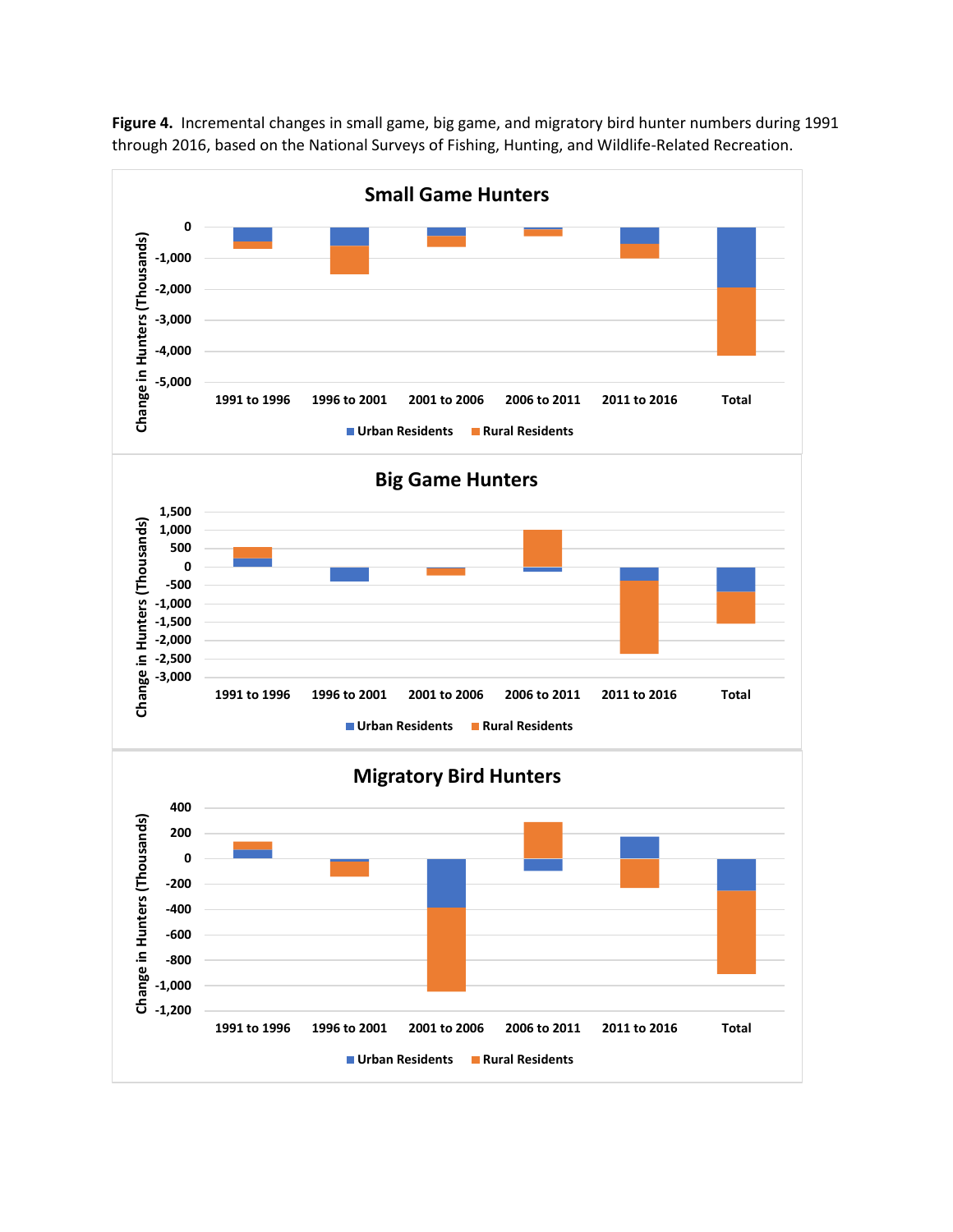**Figure 4.** Incremental changes in small game, big game, and migratory bird hunter numbers during 1991 through 2016, based on the National Surveys of Fishing, Hunting, and Wildlife-Related Recreation.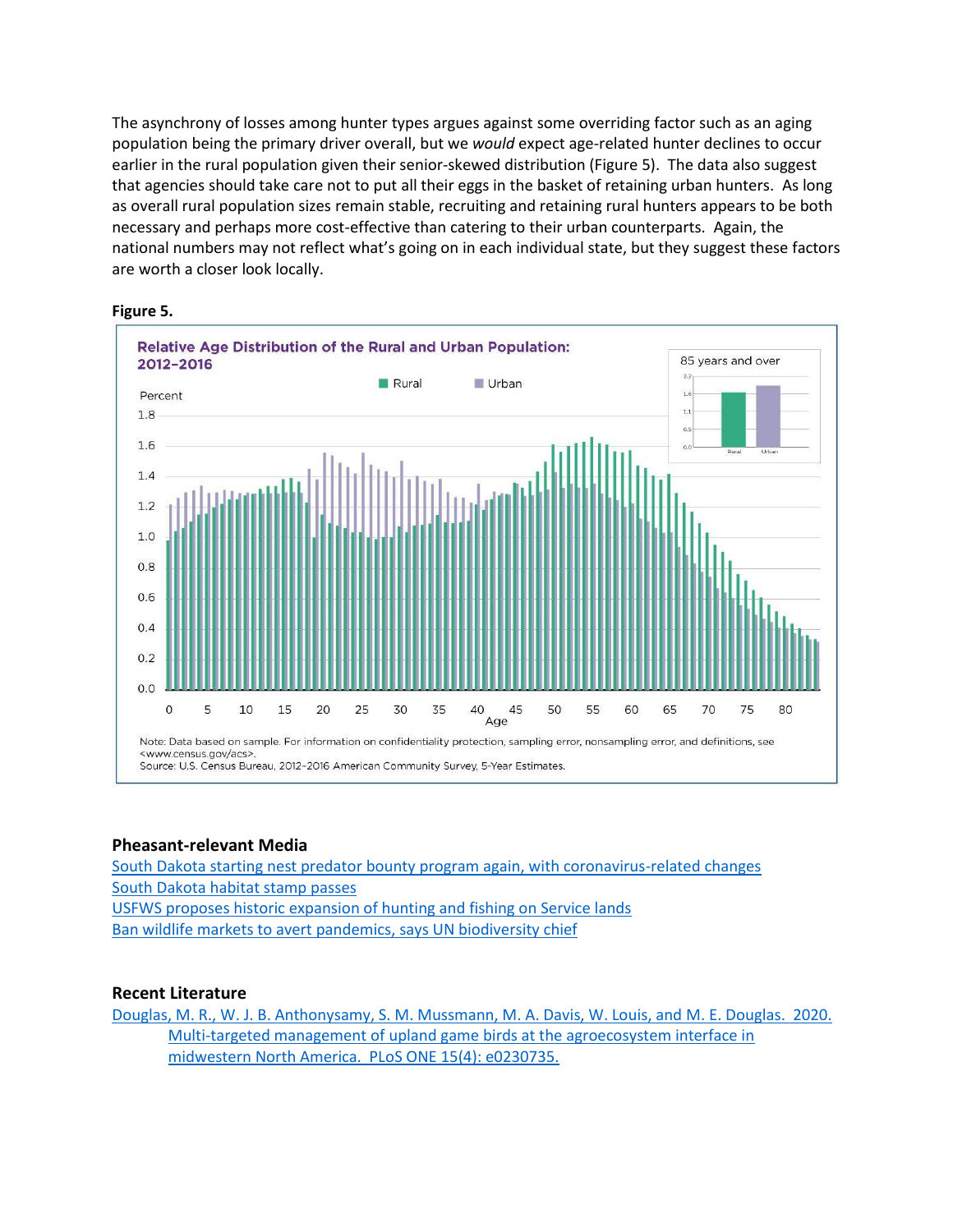The asynchrony of losses among hunter types argues against some overriding factor such as an aging population being the primary driver overall, but we *would* expect age-related hunter declines to occur earlier in the rural population given their senior-skewed distribution (Figure 5). The data also suggest that agencies should take care not to put all their eggs in the basket of retaining urban hunters. As long as overall rural population sizes remain stable, recruiting and retaining rural hunters appears to be both necessary and perhaps more cost-effective than catering to their urban counterparts. Again, the national numbers may not reflect what's going on in each individual state, but they suggest these factors are worth a closer look locally.

**Figure 5.**

Relative Age Distribution of the Rural and Urban Population: 2012–2016

Note: Data based on sample. For information on confidentiality protection, sampling error, nonsampling error, and definitions, see <www.census.gov/acs>.
Source: U.S. Census Bureau, 2012-2016 American Community Survey, 5-Year Estimates.

## Pheasant-relevant Media

South Dakota starting nest predator bounty program again, with coronavirus-related changes
South Dakota habitat stamp passes
USFWS proposes historic expansion of hunting and fishing on Service lands
Ban wildlife markets to avert pandemics, says UN biodiversity chief

## Recent Literature

Douglas, M. R., W. J. B. Anthonysamy, S. M. Mussmann, M. A. Davis, W. Louis, and M. E. Douglas. 2020. Multi-targeted management of upland game birds at the agroecosystem interface in midwestern North America. PLoS ONE 15(4): e0230735.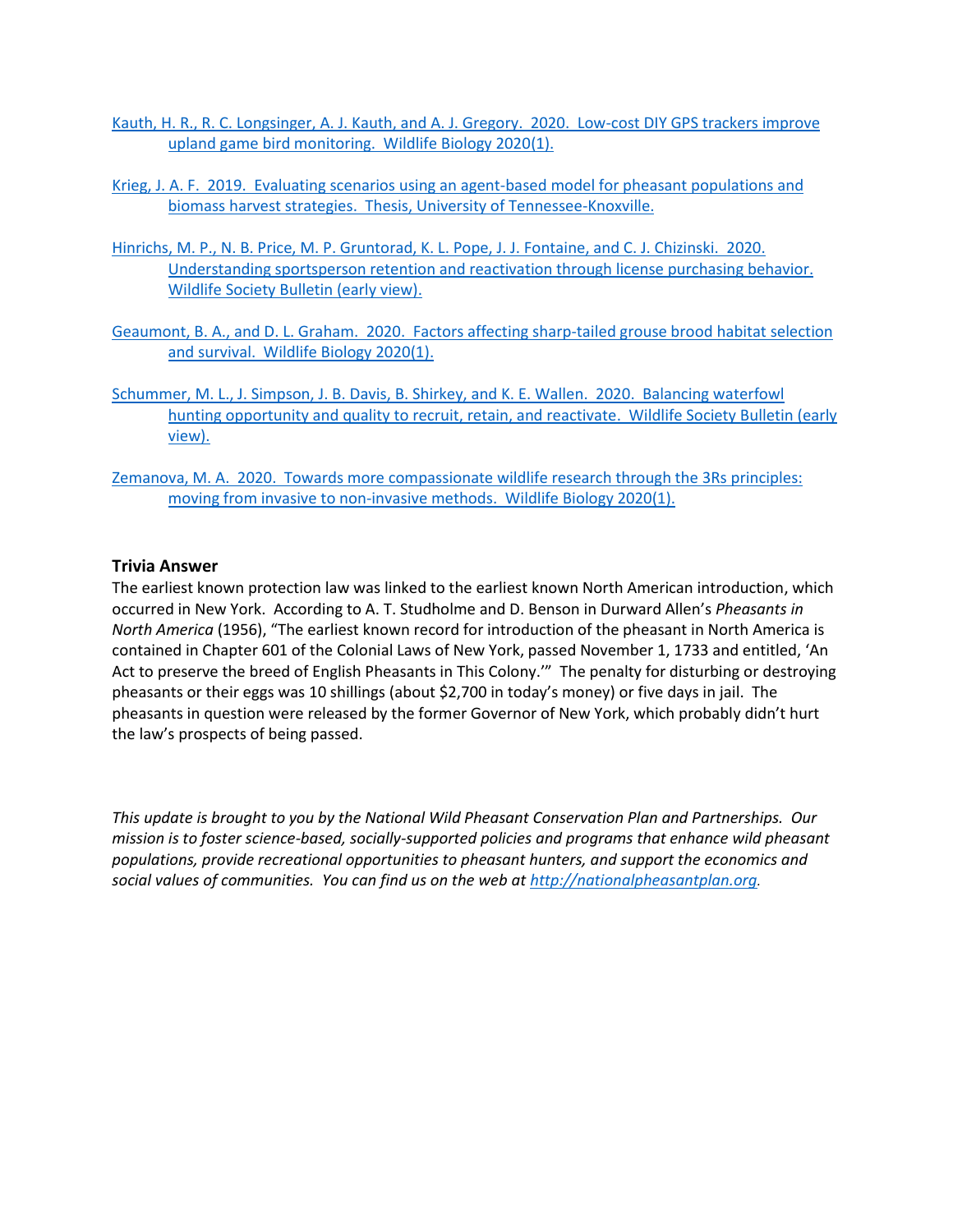Kauth, H. R., R. C. Longsinger, A. J. Kauth, and A. J. Gregory. 2020. Low-cost DIY GPS trackers improve upland game bird monitoring. Wildlife Biology 2020(1).

Krieg, J. A. F. 2019. Evaluating scenarios using an agent-based model for pheasant populations and biomass harvest strategies. Thesis, University of Tennessee-Knoxville.

Hinrichs, M. P., N. B. Price, M. P. Gruntorad, K. L. Pope, J. J. Fontaine, and C. J. Chizinski. 2020. Understanding sportsperson retention and reactivation through license purchasing behavior. Wildlife Society Bulletin (early view).

Geaumont, B. A., and D. L. Graham. 2020. Factors affecting sharp-tailed grouse brood habitat selection and survival. Wildlife Biology 2020(1).

Schummer, M. L., J. Simpson, J. B. Davis, B. Shirkey, and K. E. Wallen. 2020. Balancing waterfowl hunting opportunity and quality to recruit, retain, and reactivate. Wildlife Society Bulletin (early view).

Zemanova, M. A. 2020. Towards more compassionate wildlife research through the 3Rs principles: moving from invasive to non-invasive methods. Wildlife Biology 2020(1).

**Trivia Answer**

The earliest known protection law was linked to the earliest known North American introduction, which occurred in New York. According to A. T. Studholme and D. Benson in Durward Allen's *Pheasants in North America* (1956), "The earliest known record for introduction of the pheasant in North America is contained in Chapter 601 of the Colonial Laws of New York, passed November 1, 1733 and entitled, 'An Act to preserve the breed of English Pheasants in This Colony.'" The penalty for disturbing or destroying pheasants or their eggs was 10 shillings (about $2,700 in today's money) or five days in jail. The pheasants in question were released by the former Governor of New York, which probably didn't hurt the law's prospects of being passed.

*This update is brought to you by the National Wild Pheasant Conservation Plan and Partnerships. Our mission is to foster science-based, socially-supported policies and programs that enhance wild pheasant populations, provide recreational opportunities to pheasant hunters, and support the economics and social values of communities. You can find us on the web at http://nationalpheasantplan.org.*